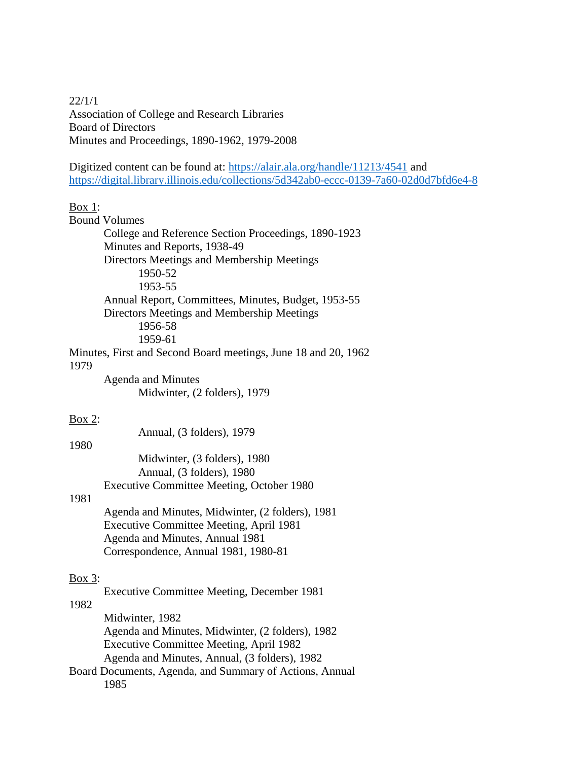22/1/1
Association of College and Research Libraries
Board of Directors
Minutes and Proceedings, 1890-1962, 1979-2008

Digitized content can be found at: [https://alair.ala.org/handle/11213/4541](https://alair.ala.org/handle/11213/4541) and [https://digital.library.illinois.edu/collections/5d342ab0-eccc-0139-7a60-02d0d7bfd6e4-8](https://digital.library.illinois.edu/collections/5d342ab0-eccc-0139-7a60-02d0d7bfd6e4-8)

<u>Box 1</u>:

Bound Volumes
- College and Reference Section Proceedings, 1890-1923
- Minutes and Reports, 1938-49
- Directors Meetings and Membership Meetings
  - 1950-52
  - 1953-55
- Annual Report, Committees, Minutes, Budget, 1953-55
- Directors Meetings and Membership Meetings
  - 1956-58
  - 1959-61

Minutes, First and Second Board meetings, June 18 and 20, 1962

1979
- Agenda and Minutes
  - Midwinter, (2 folders), 1979

<u>Box 2</u>:

- Annual, (3 folders), 1979

1980
- Midwinter, (3 folders), 1980
- Annual, (3 folders), 1980
- Executive Committee Meeting, October 1980

1981
- Agenda and Minutes, Midwinter, (2 folders), 1981
- Executive Committee Meeting, April 1981
- Agenda and Minutes, Annual 1981
- Correspondence, Annual 1981, 1980-81

<u>Box 3</u>:

- Executive Committee Meeting, December 1981

1982
- Midwinter, 1982
- Agenda and Minutes, Midwinter, (2 folders), 1982
- Executive Committee Meeting, April 1982
- Agenda and Minutes, Annual, (3 folders), 1982

Board Documents, Agenda, and Summary of Actions, Annual
- 1985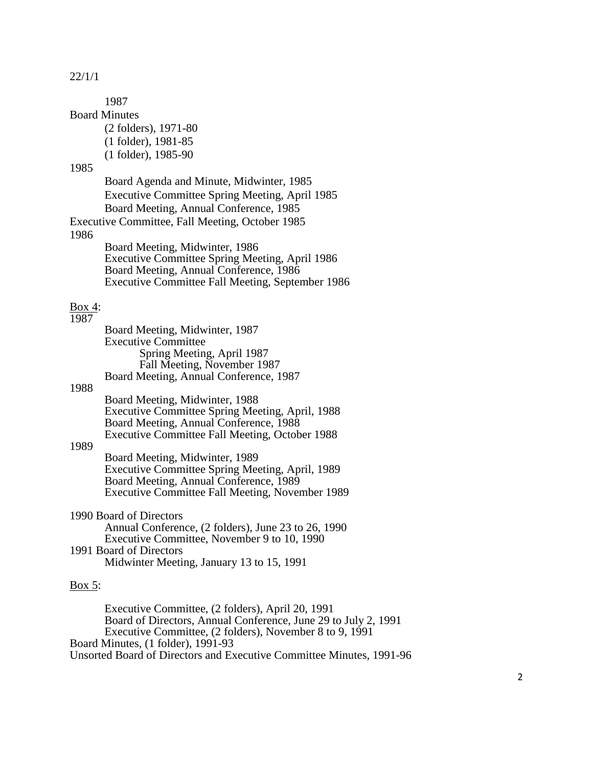22/1/1

1987

Board Minutes

- (2 folders), 1971-80
- (1 folder), 1981-85
- (1 folder), 1985-90

1985

- Board Agenda and Minute, Midwinter, 1985
- Executive Committee Spring Meeting, April 1985
- Board Meeting, Annual Conference, 1985

Executive Committee, Fall Meeting, October 1985

1986

- Board Meeting, Midwinter, 1986
- Executive Committee Spring Meeting, April 1986
- Board Meeting, Annual Conference, 1986
- Executive Committee Fall Meeting, September 1986

Box 4:

1987

- Board Meeting, Midwinter, 1987
- Executive Committee
  - Spring Meeting, April 1987
  - Fall Meeting, November 1987
- Board Meeting, Annual Conference, 1987

1988

- Board Meeting, Midwinter, 1988
- Executive Committee Spring Meeting, April, 1988
- Board Meeting, Annual Conference, 1988
- Executive Committee Fall Meeting, October 1988

1989

- Board Meeting, Midwinter, 1989
- Executive Committee Spring Meeting, April, 1989
- Board Meeting, Annual Conference, 1989
- Executive Committee Fall Meeting, November 1989

1990 Board of Directors

- Annual Conference, (2 folders), June 23 to 26, 1990
- Executive Committee, November 9 to 10, 1990

1991 Board of Directors

- Midwinter Meeting, January 13 to 15, 1991

Box 5:

- Executive Committee, (2 folders), April 20, 1991
- Board of Directors, Annual Conference, June 29 to July 2, 1991
- Executive Committee, (2 folders), November 8 to 9, 1991

Board Minutes, (1 folder), 1991-93

Unsorted Board of Directors and Executive Committee Minutes, 1991-96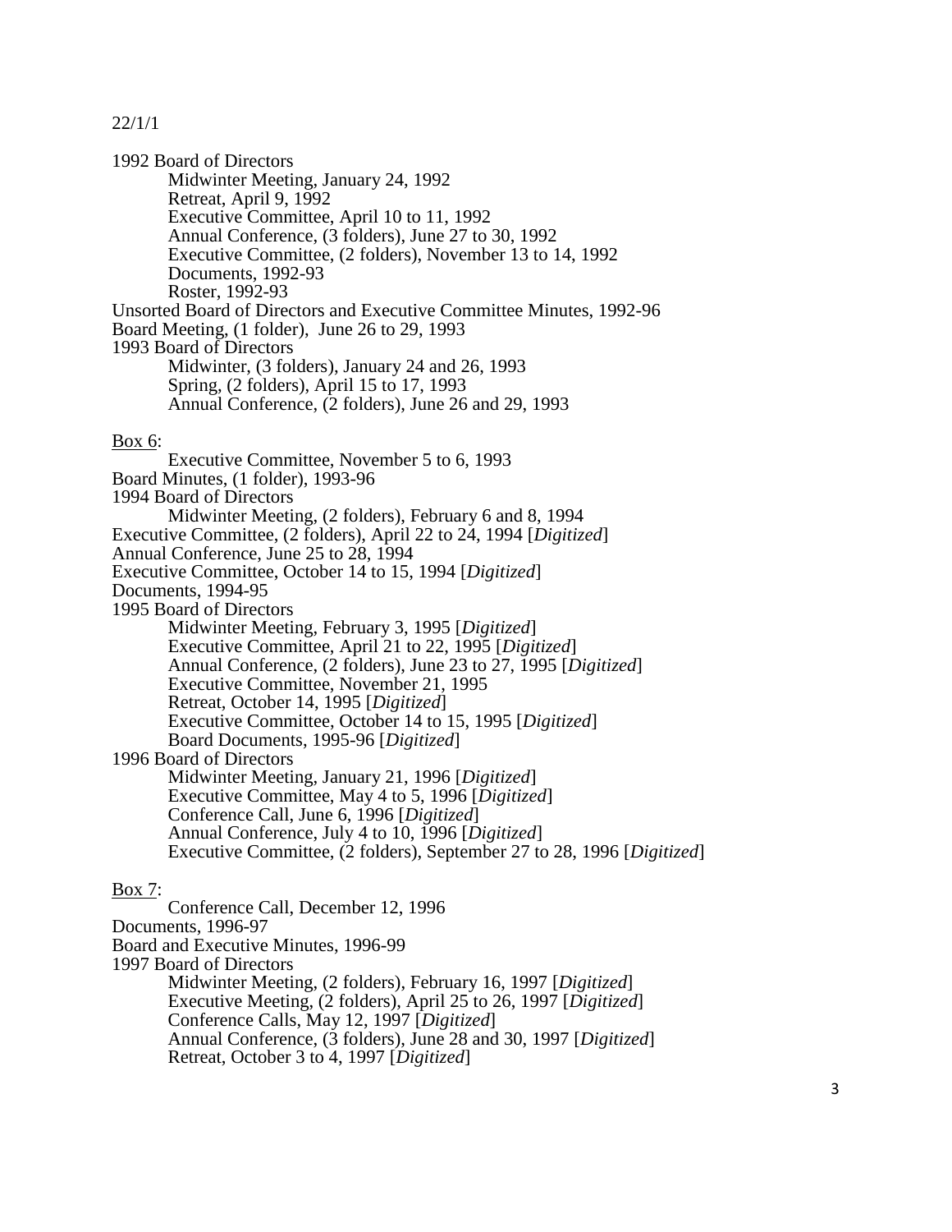22/1/1

1992 Board of Directors
- Midwinter Meeting, January 24, 1992
- Retreat, April 9, 1992
- Executive Committee, April 10 to 11, 1992
- Annual Conference, (3 folders), June 27 to 30, 1992
- Executive Committee, (2 folders), November 13 to 14, 1992
- Documents, 1992-93
- Roster, 1992-93

Unsorted Board of Directors and Executive Committee Minutes, 1992-96
Board Meeting, (1 folder), June 26 to 29, 1993
1993 Board of Directors
- Midwinter, (3 folders), January 24 and 26, 1993
- Spring, (2 folders), April 15 to 17, 1993
- Annual Conference, (2 folders), June 26 and 29, 1993

<u>Box 6</u>:
- Executive Committee, November 5 to 6, 1993

Board Minutes, (1 folder), 1993-96
1994 Board of Directors
- Midwinter Meeting, (2 folders), February 6 and 8, 1994

Executive Committee, (2 folders), April 22 to 24, 1994 [*Digitized*]
Annual Conference, June 25 to 28, 1994
Executive Committee, October 14 to 15, 1994 [*Digitized*]
Documents, 1994-95
1995 Board of Directors
- Midwinter Meeting, February 3, 1995 [*Digitized*]
- Executive Committee, April 21 to 22, 1995 [*Digitized*]
- Annual Conference, (2 folders), June 23 to 27, 1995 [*Digitized*]
- Executive Committee, November 21, 1995
- Retreat, October 14, 1995 [*Digitized*]
- Executive Committee, October 14 to 15, 1995 [*Digitized*]
- Board Documents, 1995-96 [*Digitized*]

1996 Board of Directors
- Midwinter Meeting, January 21, 1996 [*Digitized*]
- Executive Committee, May 4 to 5, 1996 [*Digitized*]
- Conference Call, June 6, 1996 [*Digitized*]
- Annual Conference, July 4 to 10, 1996 [*Digitized*]
- Executive Committee, (2 folders), September 27 to 28, 1996 [*Digitized*]

<u>Box 7</u>:
- Conference Call, December 12, 1996

Documents, 1996-97
Board and Executive Minutes, 1996-99
1997 Board of Directors
- Midwinter Meeting, (2 folders), February 16, 1997 [*Digitized*]
- Executive Meeting, (2 folders), April 25 to 26, 1997 [*Digitized*]
- Conference Calls, May 12, 1997 [*Digitized*]
- Annual Conference, (3 folders), June 28 and 30, 1997 [*Digitized*]
- Retreat, October 3 to 4, 1997 [*Digitized*]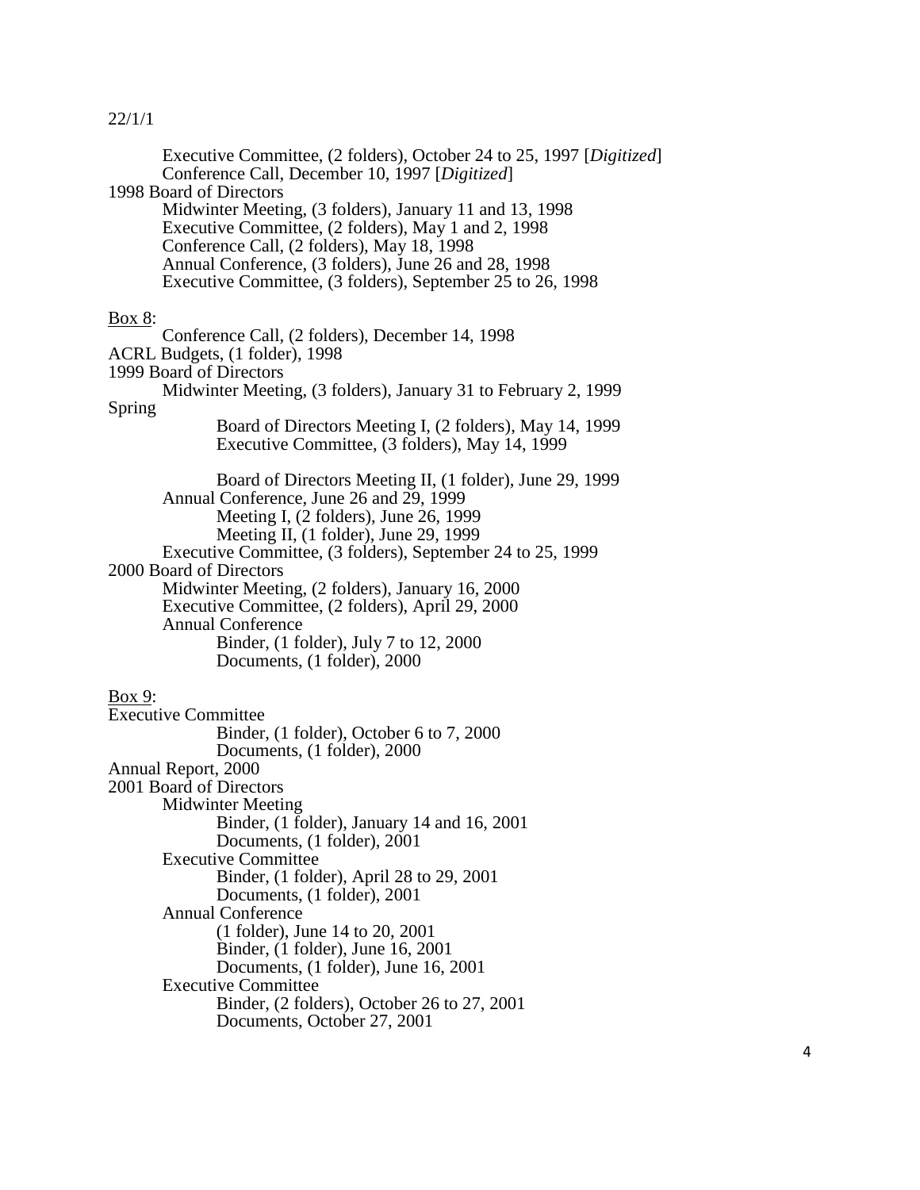22/1/1

- Executive Committee, (2 folders), October 24 to 25, 1997 [*Digitized*]
- Conference Call, December 10, 1997 [*Digitized*]

1998 Board of Directors

- Midwinter Meeting, (3 folders), January 11 and 13, 1998
- Executive Committee, (2 folders), May 1 and 2, 1998
- Conference Call, (2 folders), May 18, 1998
- Annual Conference, (3 folders), June 26 and 28, 1998
- Executive Committee, (3 folders), September 25 to 26, 1998

<u>Box 8</u>:

- Conference Call, (2 folders), December 14, 1998

ACRL Budgets, (1 folder), 1998

1999 Board of Directors

- Midwinter Meeting, (3 folders), January 31 to February 2, 1999

Spring

- Board of Directors Meeting I, (2 folders), May 14, 1999
- Executive Committee, (3 folders), May 14, 1999

- Board of Directors Meeting II, (1 folder), June 29, 1999

- Annual Conference, June 26 and 29, 1999
  - Meeting I, (2 folders), June 26, 1999
  - Meeting II, (1 folder), June 29, 1999
- Executive Committee, (3 folders), September 24 to 25, 1999

2000 Board of Directors

- Midwinter Meeting, (2 folders), January 16, 2000
- Executive Committee, (2 folders), April 29, 2000
- Annual Conference
  - Binder, (1 folder), July 7 to 12, 2000
  - Documents, (1 folder), 2000

<u>Box 9</u>:

Executive Committee

- Binder, (1 folder), October 6 to 7, 2000
- Documents, (1 folder), 2000

Annual Report, 2000

2001 Board of Directors

- Midwinter Meeting
  - Binder, (1 folder), January 14 and 16, 2001
  - Documents, (1 folder), 2001
- Executive Committee
  - Binder, (1 folder), April 28 to 29, 2001
  - Documents, (1 folder), 2001
- Annual Conference
  - (1 folder), June 14 to 20, 2001
  - Binder, (1 folder), June 16, 2001
  - Documents, (1 folder), June 16, 2001
- Executive Committee
  - Binder, (2 folders), October 26 to 27, 2001
  - Documents, October 27, 2001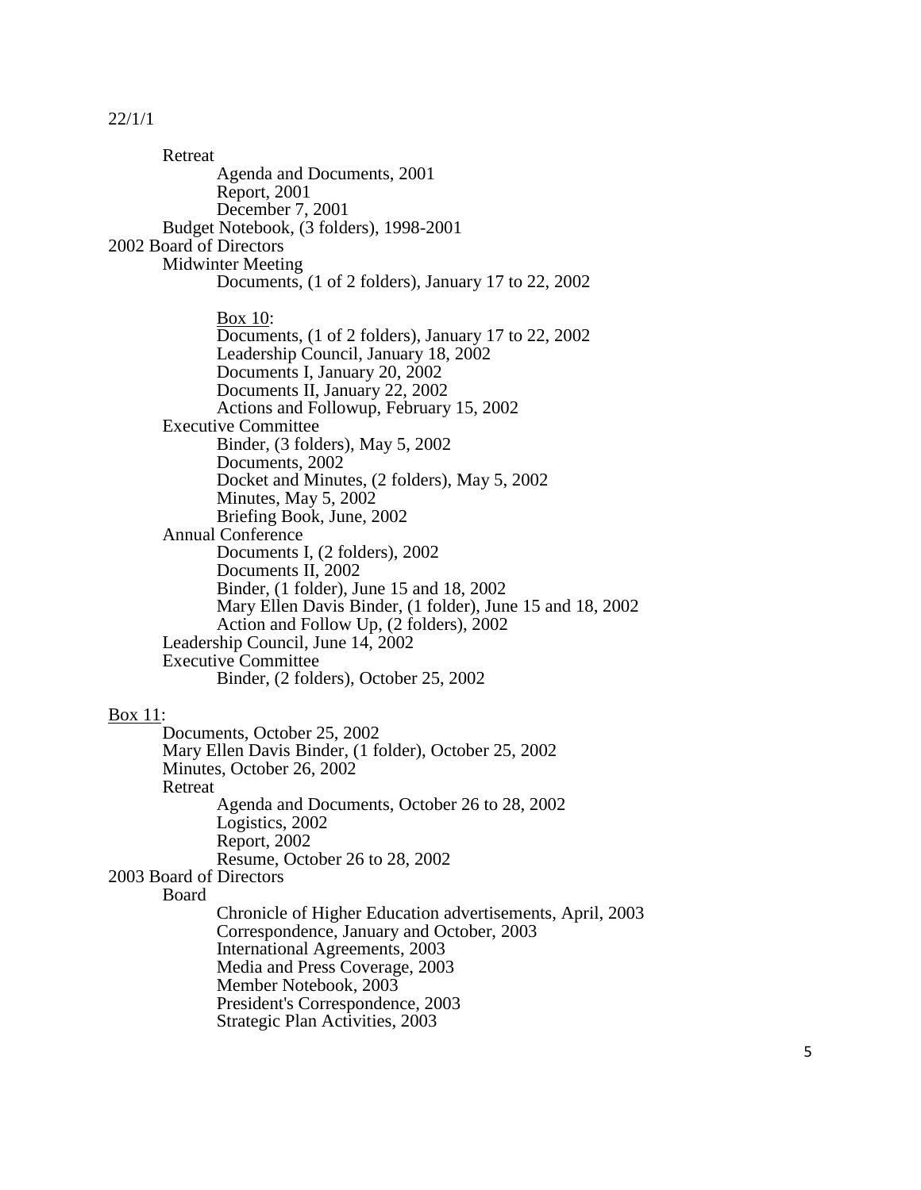22/1/1

Retreat
- Agenda and Documents, 2001
- Report, 2001
- December 7, 2001

Budget Notebook, (3 folders), 1998-2001

2002 Board of Directors

Midwinter Meeting
- Documents, (1 of 2 folders), January 17 to 22, 2002

<u>Box 10</u>:
- Documents, (1 of 2 folders), January 17 to 22, 2002
- Leadership Council, January 18, 2002
- Documents I, January 20, 2002
- Documents II, January 22, 2002
- Actions and Followup, February 15, 2002

Executive Committee
- Binder, (3 folders), May 5, 2002
- Documents, 2002
- Docket and Minutes, (2 folders), May 5, 2002
- Minutes, May 5, 2002
- Briefing Book, June, 2002

Annual Conference
- Documents I, (2 folders), 2002
- Documents II, 2002
- Binder, (1 folder), June 15 and 18, 2002
- Mary Ellen Davis Binder, (1 folder), June 15 and 18, 2002
- Action and Follow Up, (2 folders), 2002

Leadership Council, June 14, 2002

Executive Committee
- Binder, (2 folders), October 25, 2002

<u>Box 11</u>:

Documents, October 25, 2002

Mary Ellen Davis Binder, (1 folder), October 25, 2002

Minutes, October 26, 2002

Retreat
- Agenda and Documents, October 26 to 28, 2002
- Logistics, 2002
- Report, 2002
- Resume, October 26 to 28, 2002

2003 Board of Directors

Board
- Chronicle of Higher Education advertisements, April, 2003
- Correspondence, January and October, 2003
- International Agreements, 2003
- Media and Press Coverage, 2003
- Member Notebook, 2003
- President's Correspondence, 2003
- Strategic Plan Activities, 2003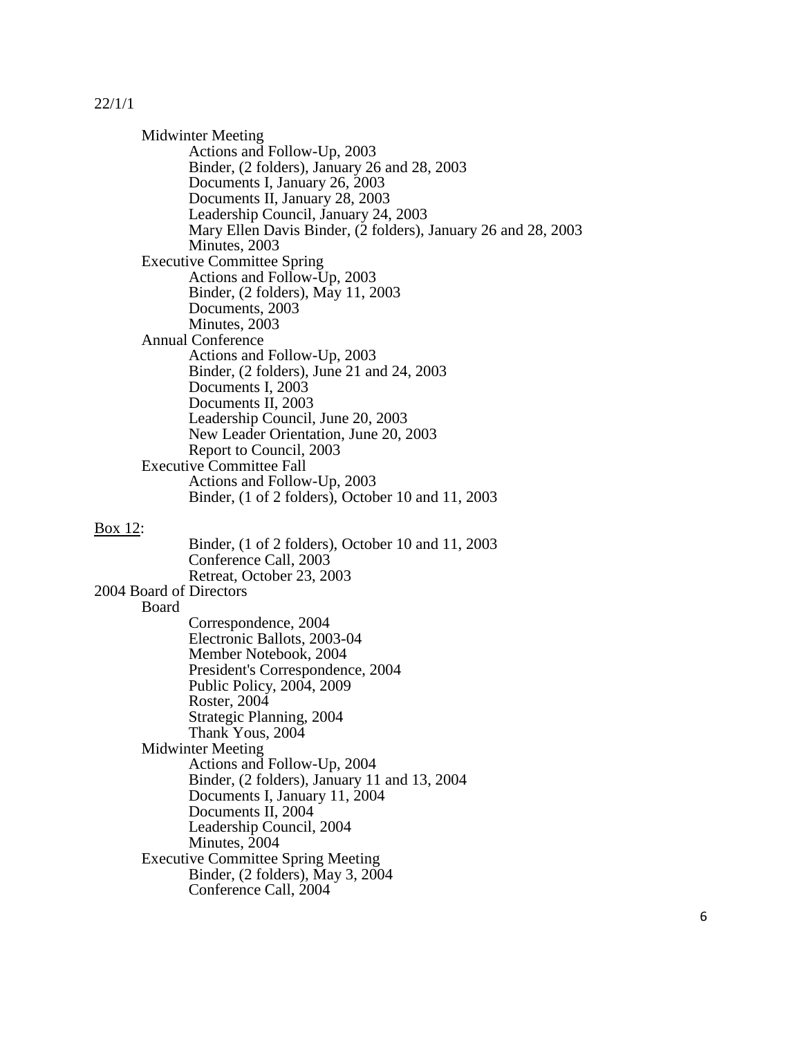22/1/1

- Midwinter Meeting
  - Actions and Follow-Up, 2003
  - Binder, (2 folders), January 26 and 28, 2003
  - Documents I, January 26, 2003
  - Documents II, January 28, 2003
  - Leadership Council, January 24, 2003
  - Mary Ellen Davis Binder, (2 folders), January 26 and 28, 2003
  - Minutes, 2003
- Executive Committee Spring
  - Actions and Follow-Up, 2003
  - Binder, (2 folders), May 11, 2003
  - Documents, 2003
  - Minutes, 2003
- Annual Conference
  - Actions and Follow-Up, 2003
  - Binder, (2 folders), June 21 and 24, 2003
  - Documents I, 2003
  - Documents II, 2003
  - Leadership Council, June 20, 2003
  - New Leader Orientation, June 20, 2003
  - Report to Council, 2003
- Executive Committee Fall
  - Actions and Follow-Up, 2003
  - Binder, (1 of 2 folders), October 10 and 11, 2003

<u>Box 12</u>:

- Binder, (1 of 2 folders), October 10 and 11, 2003
- Conference Call, 2003
- Retreat, October 23, 2003

2004 Board of Directors

- Board
  - Correspondence, 2004
  - Electronic Ballots, 2003-04
  - Member Notebook, 2004
  - President's Correspondence, 2004
  - Public Policy, 2004, 2009
  - Roster, 2004
  - Strategic Planning, 2004
  - Thank Yous, 2004
- Midwinter Meeting
  - Actions and Follow-Up, 2004
  - Binder, (2 folders), January 11 and 13, 2004
  - Documents I, January 11, 2004
  - Documents II, 2004
  - Leadership Council, 2004
  - Minutes, 2004
- Executive Committee Spring Meeting
  - Binder, (2 folders), May 3, 2004
  - Conference Call, 2004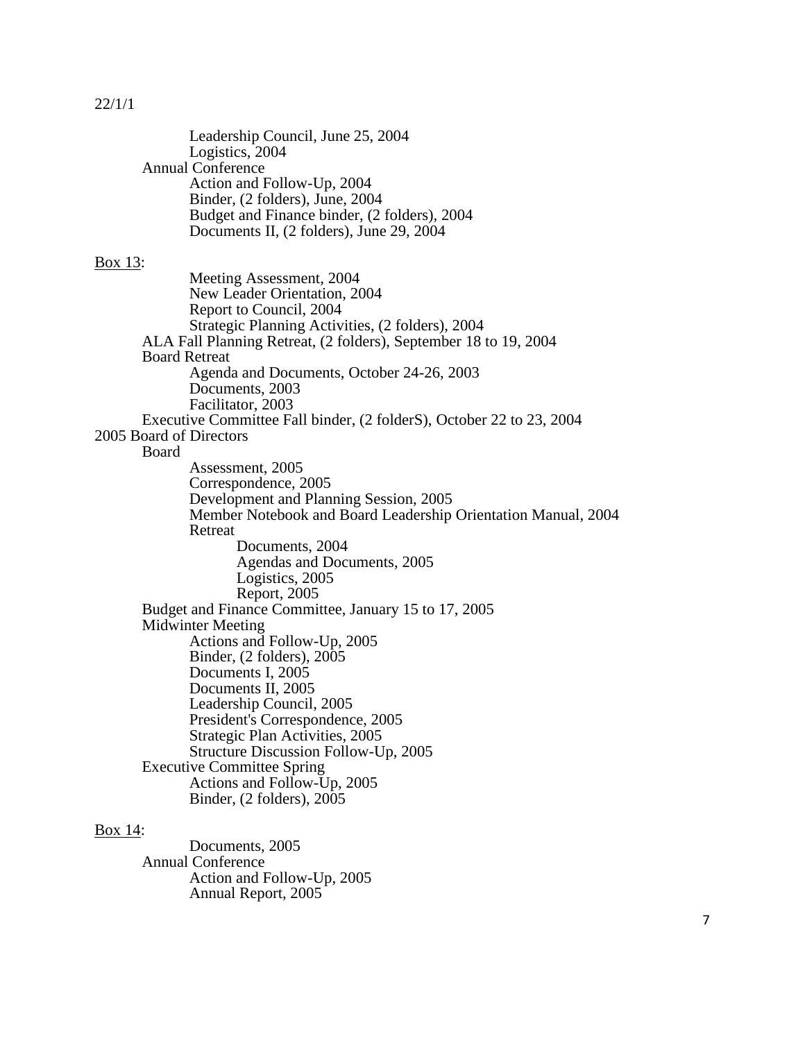22/1/1

- Leadership Council, June 25, 2004
- Logistics, 2004
- Annual Conference
  - Action and Follow-Up, 2004
  - Binder, (2 folders), June, 2004
  - Budget and Finance binder, (2 folders), 2004
  - Documents II, (2 folders), June 29, 2004

Box 13:

- Meeting Assessment, 2004
- New Leader Orientation, 2004
- Report to Council, 2004
- Strategic Planning Activities, (2 folders), 2004
- ALA Fall Planning Retreat, (2 folders), September 18 to 19, 2004
- Board Retreat
  - Agenda and Documents, October 24-26, 2003
  - Documents, 2003
  - Facilitator, 2003
- Executive Committee Fall binder, (2 folderS), October 22 to 23, 2004

2005 Board of Directors

- Board
  - Assessment, 2005
  - Correspondence, 2005
  - Development and Planning Session, 2005
  - Member Notebook and Board Leadership Orientation Manual, 2004
  - Retreat
    - Documents, 2004
    - Agendas and Documents, 2005
    - Logistics, 2005
    - Report, 2005
- Budget and Finance Committee, January 15 to 17, 2005
- Midwinter Meeting
  - Actions and Follow-Up, 2005
  - Binder, (2 folders), 2005
  - Documents I, 2005
  - Documents II, 2005
  - Leadership Council, 2005
  - President's Correspondence, 2005
  - Strategic Plan Activities, 2005
  - Structure Discussion Follow-Up, 2005
- Executive Committee Spring
  - Actions and Follow-Up, 2005
  - Binder, (2 folders), 2005

Box 14:

- Documents, 2005
- Annual Conference
  - Action and Follow-Up, 2005
  - Annual Report, 2005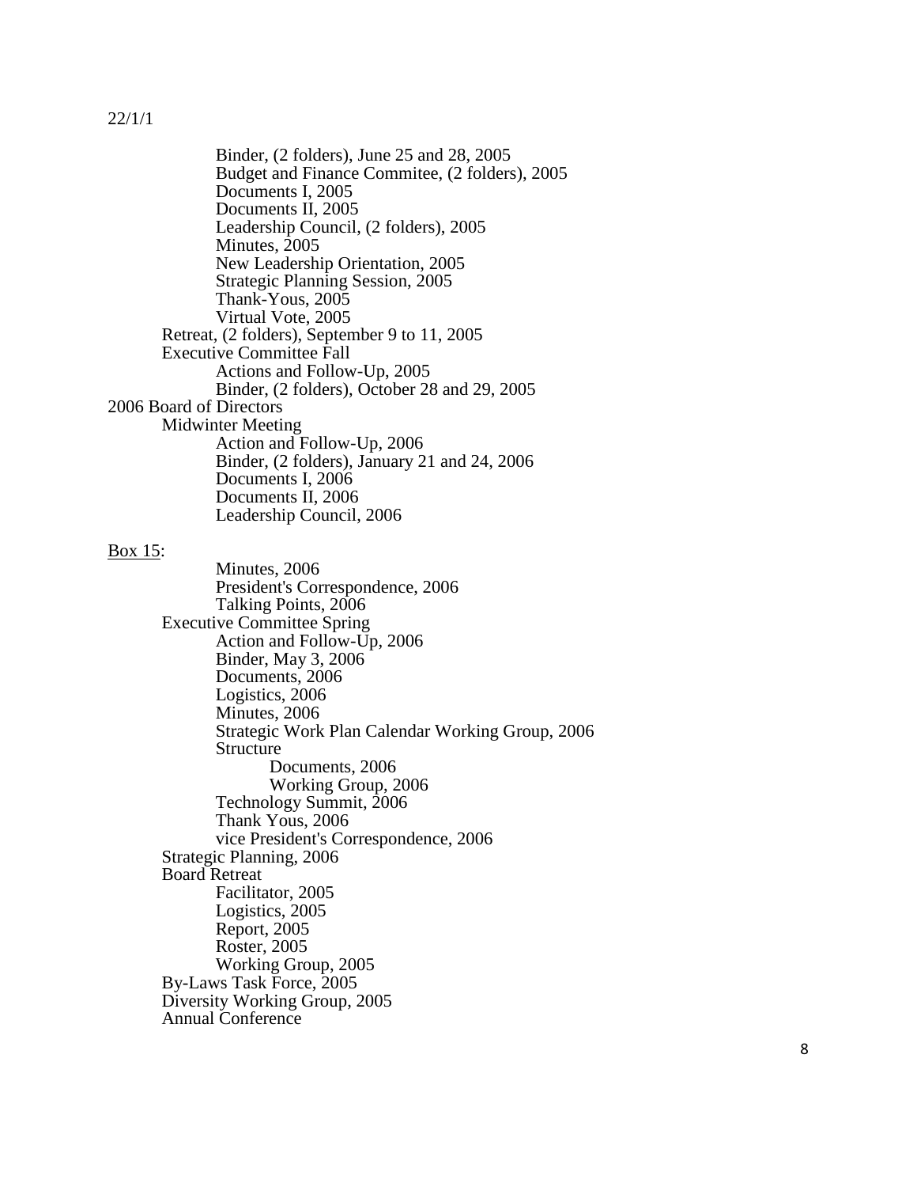22/1/1

- Binder, (2 folders), June 25 and 28, 2005
    - Budget and Finance Commitee, (2 folders), 2005
    - Documents I, 2005
    - Documents II, 2005
    - Leadership Council, (2 folders), 2005
    - Minutes, 2005
    - New Leadership Orientation, 2005
    - Strategic Planning Session, 2005
    - Thank-Yous, 2005
    - Virtual Vote, 2005
  - Retreat, (2 folders), September 9 to 11, 2005
  - Executive Committee Fall
    - Actions and Follow-Up, 2005
    - Binder, (2 folders), October 28 and 29, 2005
- 2006 Board of Directors
  - Midwinter Meeting
    - Action and Follow-Up, 2006
    - Binder, (2 folders), January 21 and 24, 2006
    - Documents I, 2006
    - Documents II, 2006
    - Leadership Council, 2006

<u>Box 15</u>:

- Minutes, 2006
    - President's Correspondence, 2006
    - Talking Points, 2006
  - Executive Committee Spring
    - Action and Follow-Up, 2006
    - Binder, May 3, 2006
    - Documents, 2006
    - Logistics, 2006
    - Minutes, 2006
    - Strategic Work Plan Calendar Working Group, 2006
    - Structure
      - Documents, 2006
      - Working Group, 2006
    - Technology Summit, 2006
    - Thank Yous, 2006
    - vice President's Correspondence, 2006
  - Strategic Planning, 2006
  - Board Retreat
    - Facilitator, 2005
    - Logistics, 2005
    - Report, 2005
    - Roster, 2005
    - Working Group, 2005
  - By-Laws Task Force, 2005
  - Diversity Working Group, 2005
  - Annual Conference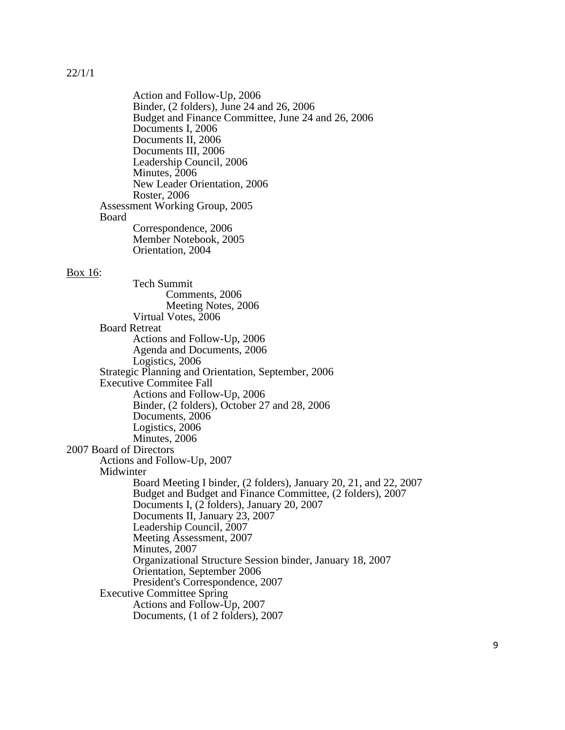22/1/1

- Action and Follow-Up, 2006
- Binder, (2 folders), June 24 and 26, 2006
- Budget and Finance Committee, June 24 and 26, 2006
- Documents I, 2006
- Documents II, 2006
- Documents III, 2006
- Leadership Council, 2006
- Minutes, 2006
- New Leader Orientation, 2006
- Roster, 2006

Assessment Working Group, 2005

Board

- Correspondence, 2006
- Member Notebook, 2005
- Orientation, 2004

<u>Box 16</u>:

- Tech Summit
  - Comments, 2006
  - Meeting Notes, 2006
- Virtual Votes, 2006

Board Retreat

- Actions and Follow-Up, 2006
- Agenda and Documents, 2006
- Logistics, 2006

Strategic Planning and Orientation, September, 2006

Executive Commitee Fall

- Actions and Follow-Up, 2006
- Binder, (2 folders), October 27 and 28, 2006
- Documents, 2006
- Logistics, 2006
- Minutes, 2006

2007 Board of Directors

Actions and Follow-Up, 2007

Midwinter

- Board Meeting I binder, (2 folders), January 20, 21, and 22, 2007
- Budget and Budget and Finance Committee, (2 folders), 2007
- Documents I, (2 folders), January 20, 2007
- Documents II, January 23, 2007
- Leadership Council, 2007
- Meeting Assessment, 2007
- Minutes, 2007
- Organizational Structure Session binder, January 18, 2007
- Orientation, September 2006
- President's Correspondence, 2007

Executive Committee Spring

- Actions and Follow-Up, 2007
- Documents, (1 of 2 folders), 2007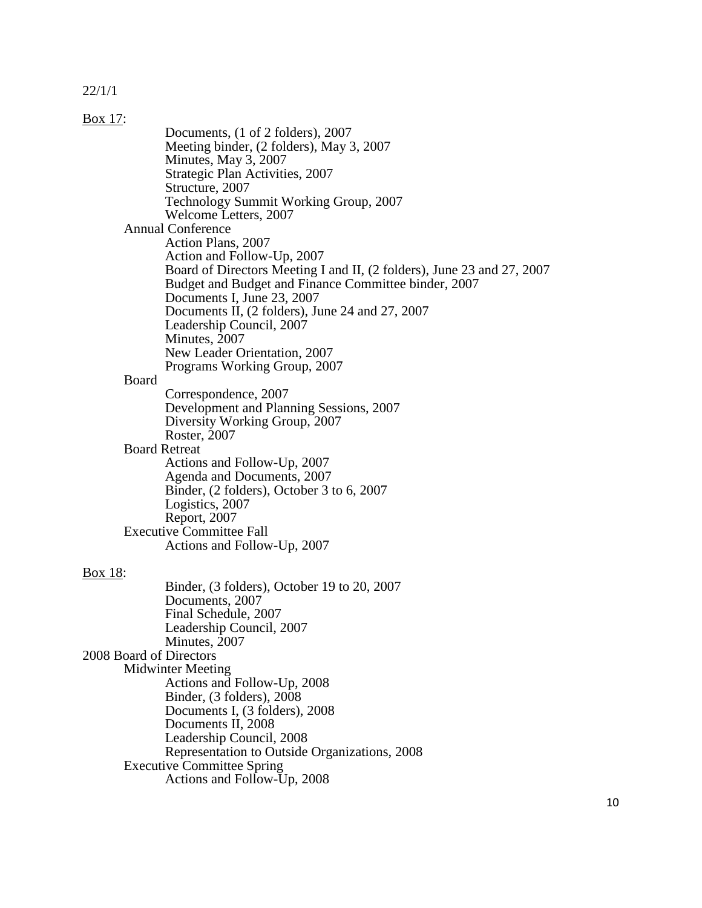22/1/1

<u>Box 17</u>:

- Documents, (1 of 2 folders), 2007
- Meeting binder, (2 folders), May 3, 2007
- Minutes, May 3, 2007
- Strategic Plan Activities, 2007
- Structure, 2007
- Technology Summit Working Group, 2007
- Welcome Letters, 2007

Annual Conference

- Action Plans, 2007
- Action and Follow-Up, 2007
- Board of Directors Meeting I and II, (2 folders), June 23 and 27, 2007
- Budget and Budget and Finance Committee binder, 2007
- Documents I, June 23, 2007
- Documents II, (2 folders), June 24 and 27, 2007
- Leadership Council, 2007
- Minutes, 2007
- New Leader Orientation, 2007
- Programs Working Group, 2007

Board

- Correspondence, 2007
- Development and Planning Sessions, 2007
- Diversity Working Group, 2007
- Roster, 2007

Board Retreat

- Actions and Follow-Up, 2007
- Agenda and Documents, 2007
- Binder, (2 folders), October 3 to 6, 2007
- Logistics, 2007
- Report, 2007

Executive Committee Fall

- Actions and Follow-Up, 2007

<u>Box 18</u>:

- Binder, (3 folders), October 19 to 20, 2007
- Documents, 2007
- Final Schedule, 2007
- Leadership Council, 2007
- Minutes, 2007

2008 Board of Directors

Midwinter Meeting

- Actions and Follow-Up, 2008
- Binder, (3 folders), 2008
- Documents I, (3 folders), 2008
- Documents II, 2008
- Leadership Council, 2008
- Representation to Outside Organizations, 2008

Executive Committee Spring

- Actions and Follow-Up, 2008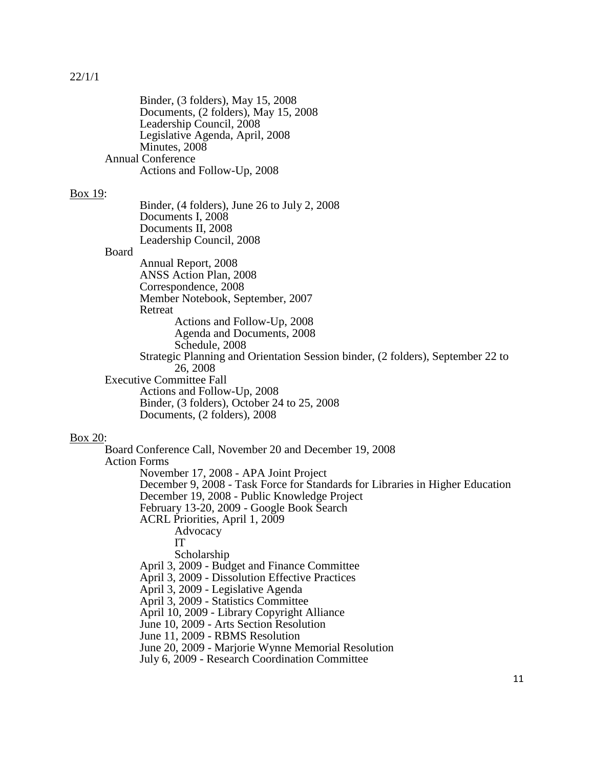22/1/1

- Binder, (3 folders), May 15, 2008
- Documents, (2 folders), May 15, 2008
- Leadership Council, 2008
- Legislative Agenda, April, 2008
- Minutes, 2008

Annual Conference

- Actions and Follow-Up, 2008

<u>Box 19</u>:

- Binder, (4 folders), June 26 to July 2, 2008
- Documents I, 2008
- Documents II, 2008
- Leadership Council, 2008

Board

- Annual Report, 2008
- ANSS Action Plan, 2008
- Correspondence, 2008
- Member Notebook, September, 2007
- Retreat
    - Actions and Follow-Up, 2008
    - Agenda and Documents, 2008
    - Schedule, 2008
- Strategic Planning and Orientation Session binder, (2 folders), September 22 to 26, 2008

Executive Committee Fall

- Actions and Follow-Up, 2008
- Binder, (3 folders), October 24 to 25, 2008
- Documents, (2 folders), 2008

<u>Box 20</u>:

Board Conference Call, November 20 and December 19, 2008

Action Forms

- November 17, 2008 - APA Joint Project
- December 9, 2008 - Task Force for Standards for Libraries in Higher Education
- December 19, 2008 - Public Knowledge Project
- February 13-20, 2009 - Google Book Search
- ACRL Priorities, April 1, 2009
    - Advocacy
    - IT
    - Scholarship
- April 3, 2009 - Budget and Finance Committee
- April 3, 2009 - Dissolution Effective Practices
- April 3, 2009 - Legislative Agenda
- April 3, 2009 - Statistics Committee
- April 10, 2009 - Library Copyright Alliance
- June 10, 2009 - Arts Section Resolution
- June 11, 2009 - RBMS Resolution
- June 20, 2009 - Marjorie Wynne Memorial Resolution
- July 6, 2009 - Research Coordination Committee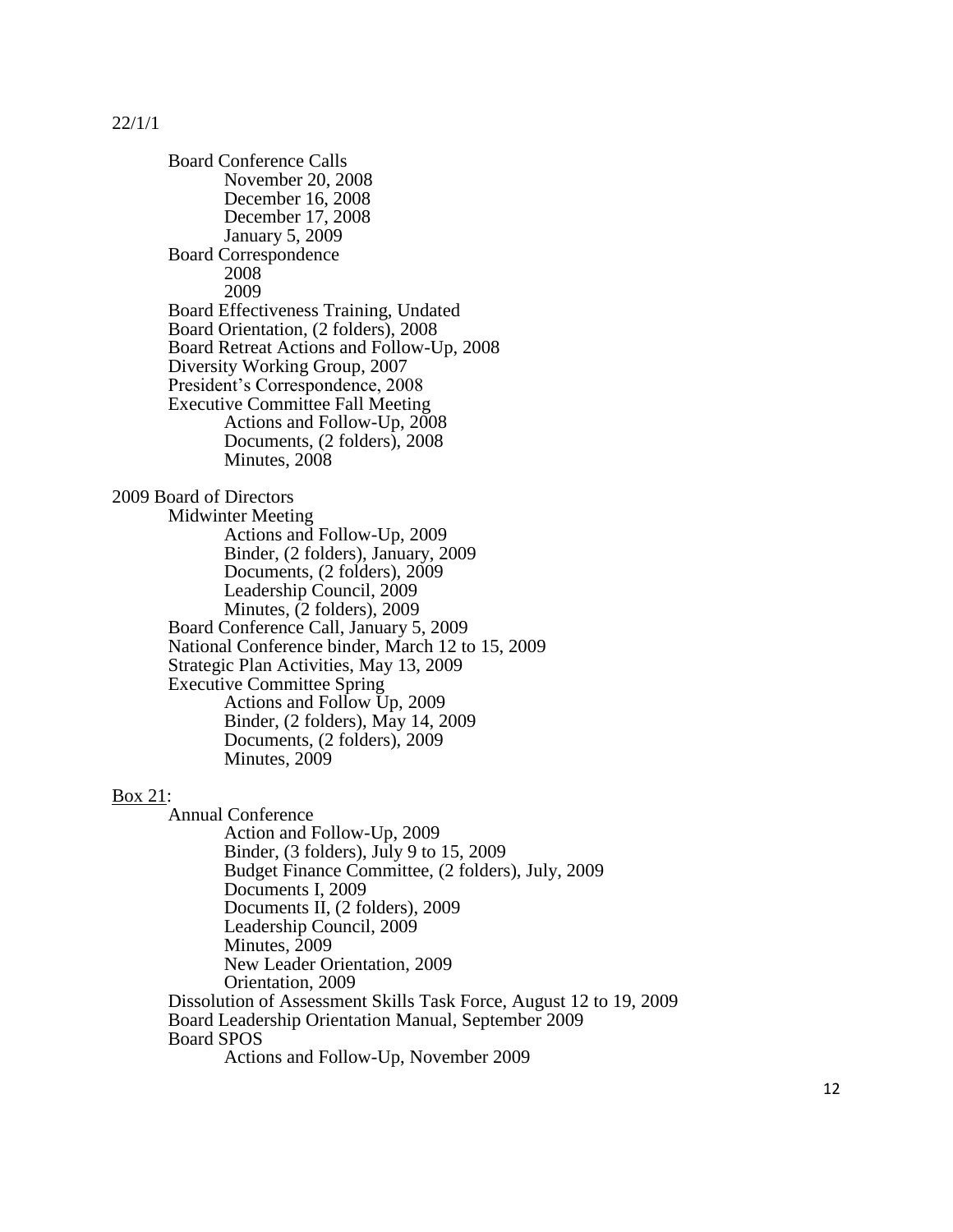22/1/1

- Board Conference Calls
  - November 20, 2008
  - December 16, 2008
  - December 17, 2008
  - January 5, 2009
- Board Correspondence
  - 2008
  - 2009
- Board Effectiveness Training, Undated
- Board Orientation, (2 folders), 2008
- Board Retreat Actions and Follow-Up, 2008
- Diversity Working Group, 2007
- President's Correspondence, 2008
- Executive Committee Fall Meeting
  - Actions and Follow-Up, 2008
  - Documents, (2 folders), 2008
  - Minutes, 2008

2009 Board of Directors

- Midwinter Meeting
  - Actions and Follow-Up, 2009
  - Binder, (2 folders), January, 2009
  - Documents, (2 folders), 2009
  - Leadership Council, 2009
  - Minutes, (2 folders), 2009
- Board Conference Call, January 5, 2009
- National Conference binder, March 12 to 15, 2009
- Strategic Plan Activities, May 13, 2009
- Executive Committee Spring
  - Actions and Follow Up, 2009
  - Binder, (2 folders), May 14, 2009
  - Documents, (2 folders), 2009
  - Minutes, 2009

<u>Box 21</u>:

- Annual Conference
  - Action and Follow-Up, 2009
  - Binder, (3 folders), July 9 to 15, 2009
  - Budget Finance Committee, (2 folders), July, 2009
  - Documents I, 2009
  - Documents II, (2 folders), 2009
  - Leadership Council, 2009
  - Minutes, 2009
  - New Leader Orientation, 2009
  - Orientation, 2009
- Dissolution of Assessment Skills Task Force, August 12 to 19, 2009
- Board Leadership Orientation Manual, September 2009
- Board SPOS
  - Actions and Follow-Up, November 2009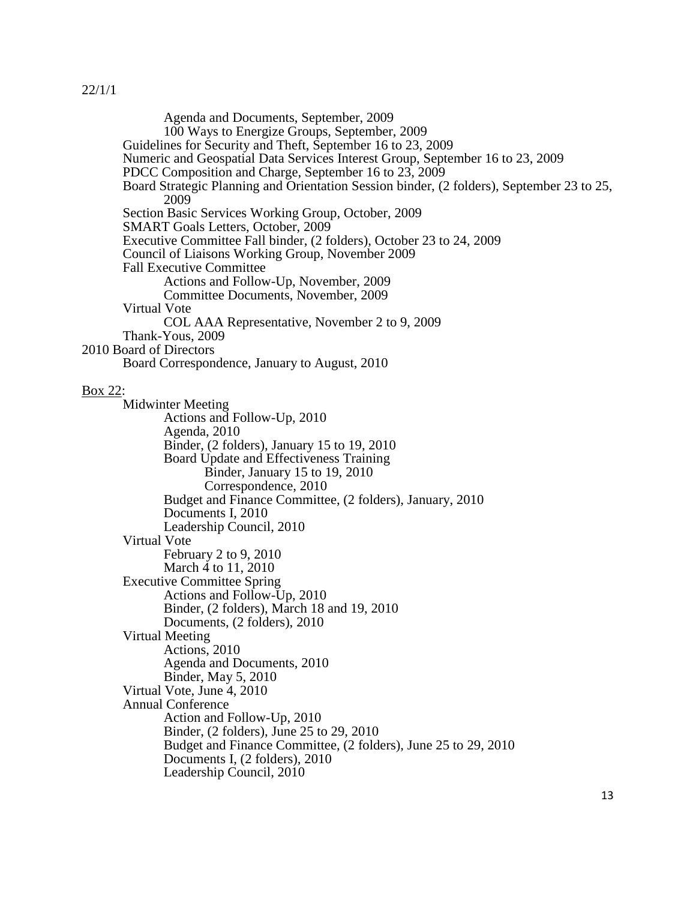22/1/1

- Agenda and Documents, September, 2009
- 100 Ways to Energize Groups, September, 2009
- Guidelines for Security and Theft, September 16 to 23, 2009
- Numeric and Geospatial Data Services Interest Group, September 16 to 23, 2009
- PDCC Composition and Charge, September 16 to 23, 2009
- Board Strategic Planning and Orientation Session binder, (2 folders), September 23 to 25, 2009
- Section Basic Services Working Group, October, 2009
- SMART Goals Letters, October, 2009
- Executive Committee Fall binder, (2 folders), October 23 to 24, 2009
- Council of Liaisons Working Group, November 2009
- Fall Executive Committee
    - Actions and Follow-Up, November, 2009
    - Committee Documents, November, 2009
- Virtual Vote
    - COL AAA Representative, November 2 to 9, 2009
- Thank-Yous, 2009

2010 Board of Directors

- Board Correspondence, January to August, 2010

<u>Box 22</u>:

- Midwinter Meeting
    - Actions and Follow-Up, 2010
    - Agenda, 2010
    - Binder, (2 folders), January 15 to 19, 2010
    - Board Update and Effectiveness Training
        - Binder, January 15 to 19, 2010
        - Correspondence, 2010
    - Budget and Finance Committee, (2 folders), January, 2010
    - Documents I, 2010
    - Leadership Council, 2010
- Virtual Vote
    - February 2 to 9, 2010
    - March 4 to 11, 2010
- Executive Committee Spring
    - Actions and Follow-Up, 2010
    - Binder, (2 folders), March 18 and 19, 2010
    - Documents, (2 folders), 2010
- Virtual Meeting
    - Actions, 2010
    - Agenda and Documents, 2010
    - Binder, May 5, 2010
- Virtual Vote, June 4, 2010
- Annual Conference
    - Action and Follow-Up, 2010
    - Binder, (2 folders), June 25 to 29, 2010
    - Budget and Finance Committee, (2 folders), June 25 to 29, 2010
    - Documents I, (2 folders), 2010
    - Leadership Council, 2010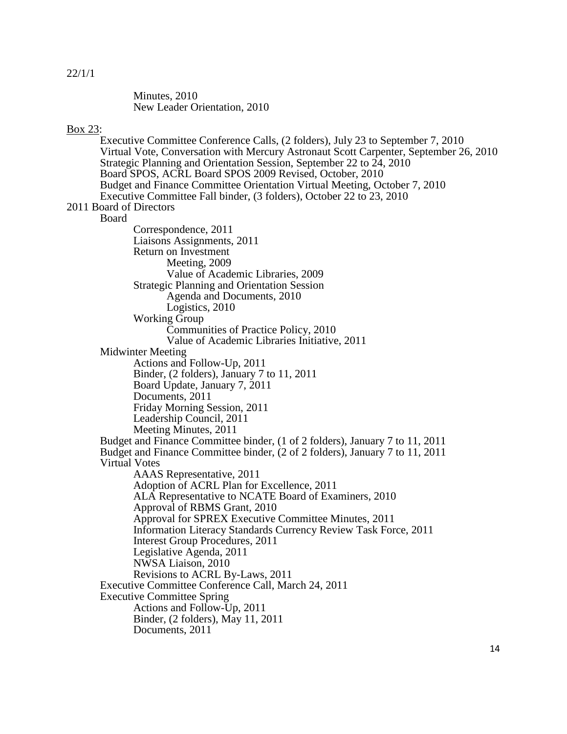22/1/1

Minutes, 2010
New Leader Orientation, 2010

<u>Box 23</u>:

- Executive Committee Conference Calls, (2 folders), July 23 to September 7, 2010
- Virtual Vote, Conversation with Mercury Astronaut Scott Carpenter, September 26, 2010
- Strategic Planning and Orientation Session, September 22 to 24, 2010
- Board SPOS, ACRL Board SPOS 2009 Revised, October, 2010
- Budget and Finance Committee Orientation Virtual Meeting, October 7, 2010
- Executive Committee Fall binder, (3 folders), October 22 to 23, 2010

2011 Board of Directors

- Board
    - Correspondence, 2011
    - Liaisons Assignments, 2011
    - Return on Investment
        - Meeting, 2009
        - Value of Academic Libraries, 2009
    - Strategic Planning and Orientation Session
        - Agenda and Documents, 2010
        - Logistics, 2010
    - Working Group
        - Communities of Practice Policy, 2010
        - Value of Academic Libraries Initiative, 2011
- Midwinter Meeting
    - Actions and Follow-Up, 2011
    - Binder, (2 folders), January 7 to 11, 2011
    - Board Update, January 7, 2011
    - Documents, 2011
    - Friday Morning Session, 2011
    - Leadership Council, 2011
    - Meeting Minutes, 2011
- Budget and Finance Committee binder, (1 of 2 folders), January 7 to 11, 2011
- Budget and Finance Committee binder, (2 of 2 folders), January 7 to 11, 2011
- Virtual Votes
    - AAAS Representative, 2011
    - Adoption of ACRL Plan for Excellence, 2011
    - ALA Representative to NCATE Board of Examiners, 2010
    - Approval of RBMS Grant, 2010
    - Approval for SPREX Executive Committee Minutes, 2011
    - Information Literacy Standards Currency Review Task Force, 2011
    - Interest Group Procedures, 2011
    - Legislative Agenda, 2011
    - NWSA Liaison, 2010
    - Revisions to ACRL By-Laws, 2011
- Executive Committee Conference Call, March 24, 2011
- Executive Committee Spring
    - Actions and Follow-Up, 2011
    - Binder, (2 folders), May 11, 2011
    - Documents, 2011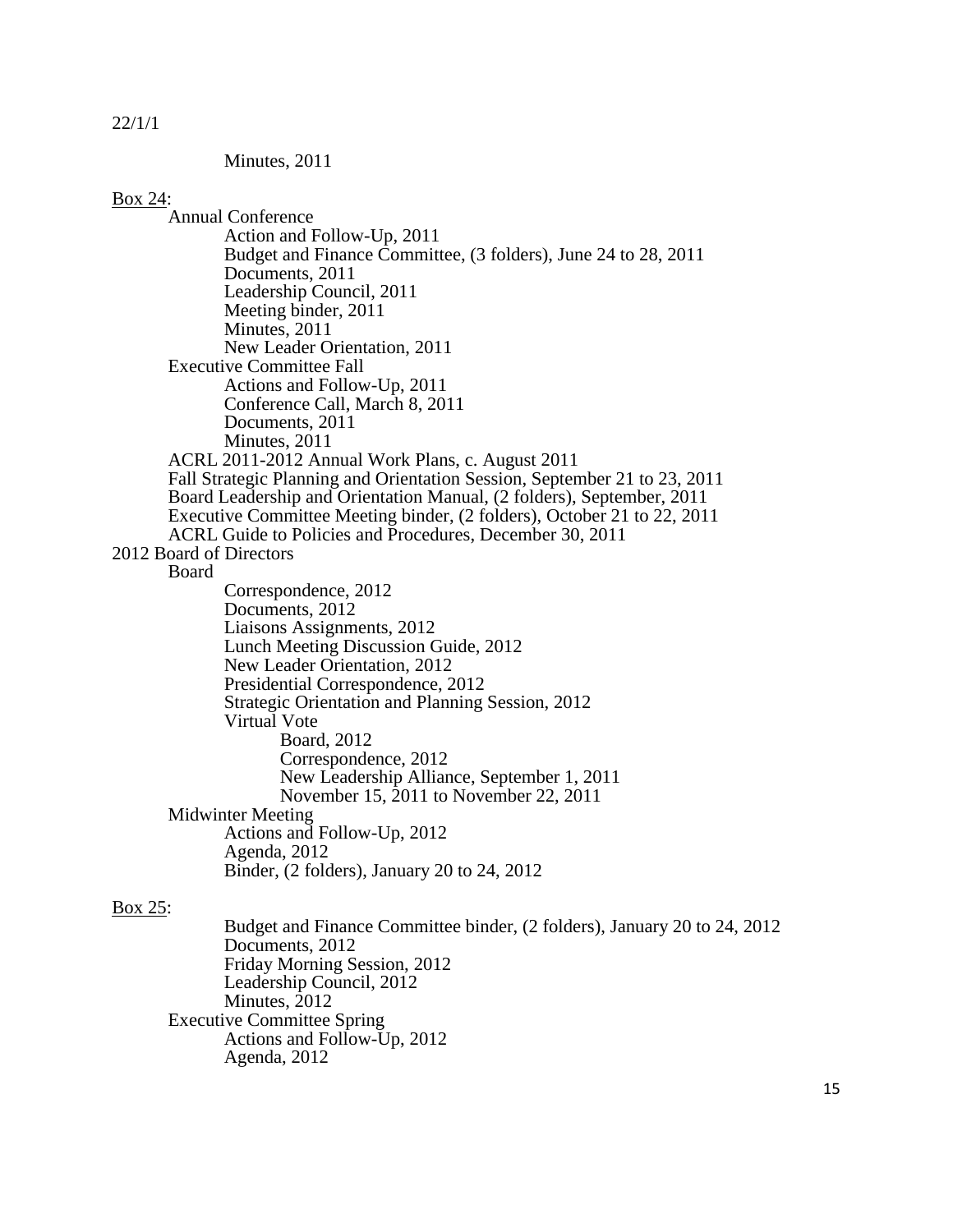22/1/1

Minutes, 2011

<u>Box 24</u>:

- Annual Conference
    - Action and Follow-Up, 2011
    - Budget and Finance Committee, (3 folders), June 24 to 28, 2011
    - Documents, 2011
    - Leadership Council, 2011
    - Meeting binder, 2011
    - Minutes, 2011
    - New Leader Orientation, 2011
- Executive Committee Fall
    - Actions and Follow-Up, 2011
    - Conference Call, March 8, 2011
    - Documents, 2011
    - Minutes, 2011
- ACRL 2011-2012 Annual Work Plans, c. August 2011
- Fall Strategic Planning and Orientation Session, September 21 to 23, 2011
- Board Leadership and Orientation Manual, (2 folders), September, 2011
- Executive Committee Meeting binder, (2 folders), October 21 to 22, 2011
- ACRL Guide to Policies and Procedures, December 30, 2011

2012 Board of Directors

- Board
    - Correspondence, 2012
    - Documents, 2012
    - Liaisons Assignments, 2012
    - Lunch Meeting Discussion Guide, 2012
    - New Leader Orientation, 2012
    - Presidential Correspondence, 2012
    - Strategic Orientation and Planning Session, 2012
    - Virtual Vote
        - Board, 2012
        - Correspondence, 2012
        - New Leadership Alliance, September 1, 2011
        - November 15, 2011 to November 22, 2011
- Midwinter Meeting
    - Actions and Follow-Up, 2012
    - Agenda, 2012
    - Binder, (2 folders), January 20 to 24, 2012

<u>Box 25</u>:

- Budget and Finance Committee binder, (2 folders), January 20 to 24, 2012
- Documents, 2012
- Friday Morning Session, 2012
- Leadership Council, 2012
- Minutes, 2012

Executive Committee Spring

- Actions and Follow-Up, 2012
- Agenda, 2012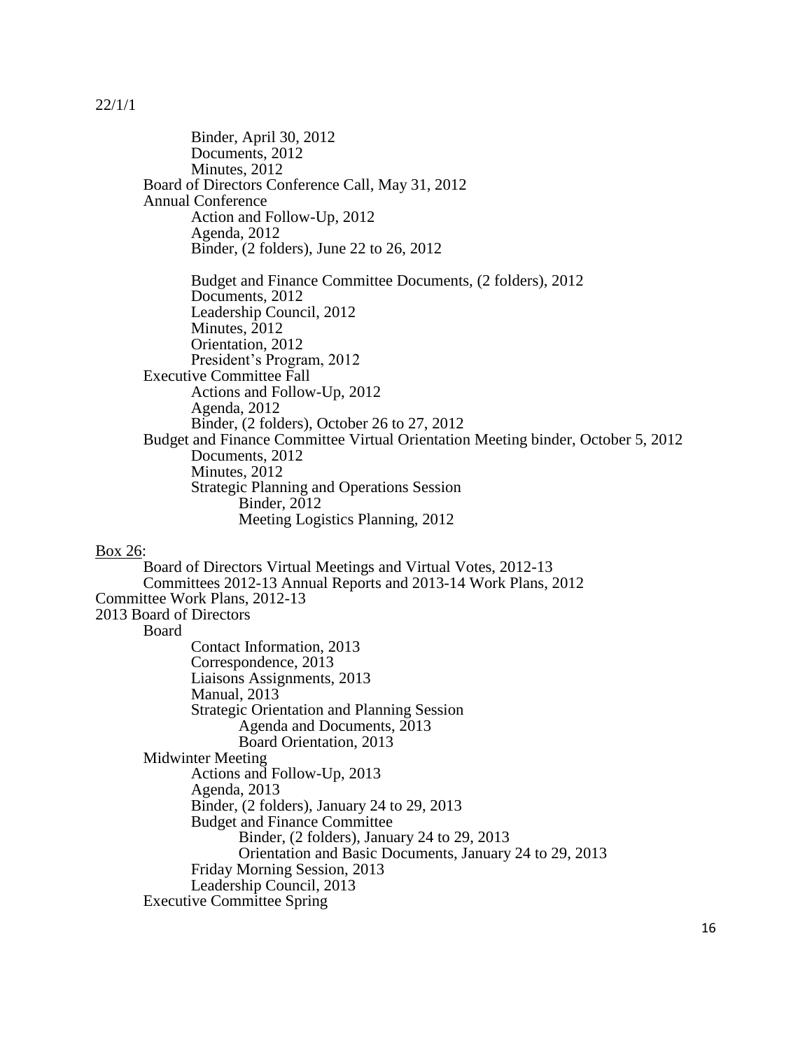22/1/1

- Binder, April 30, 2012
- Documents, 2012
- Minutes, 2012
- Board of Directors Conference Call, May 31, 2012
- Annual Conference
  - Action and Follow-Up, 2012
  - Agenda, 2012
  - Binder, (2 folders), June 22 to 26, 2012

  - Budget and Finance Committee Documents, (2 folders), 2012
  - Documents, 2012
  - Leadership Council, 2012
  - Minutes, 2012
  - Orientation, 2012
  - President's Program, 2012
- Executive Committee Fall
  - Actions and Follow-Up, 2012
  - Agenda, 2012
  - Binder, (2 folders), October 26 to 27, 2012
- Budget and Finance Committee Virtual Orientation Meeting binder, October 5, 2012
  - Documents, 2012
  - Minutes, 2012
  - Strategic Planning and Operations Session
    - Binder, 2012
    - Meeting Logistics Planning, 2012

<u>Box 26</u>:

- Board of Directors Virtual Meetings and Virtual Votes, 2012-13
- Committees 2012-13 Annual Reports and 2013-14 Work Plans, 2012

Committee Work Plans, 2012-13

2013 Board of Directors

- Board
  - Contact Information, 2013
  - Correspondence, 2013
  - Liaisons Assignments, 2013
  - Manual, 2013
  - Strategic Orientation and Planning Session
    - Agenda and Documents, 2013
    - Board Orientation, 2013
- Midwinter Meeting
  - Actions and Follow-Up, 2013
  - Agenda, 2013
  - Binder, (2 folders), January 24 to 29, 2013
  - Budget and Finance Committee
    - Binder, (2 folders), January 24 to 29, 2013
    - Orientation and Basic Documents, January 24 to 29, 2013
  - Friday Morning Session, 2013
  - Leadership Council, 2013
- Executive Committee Spring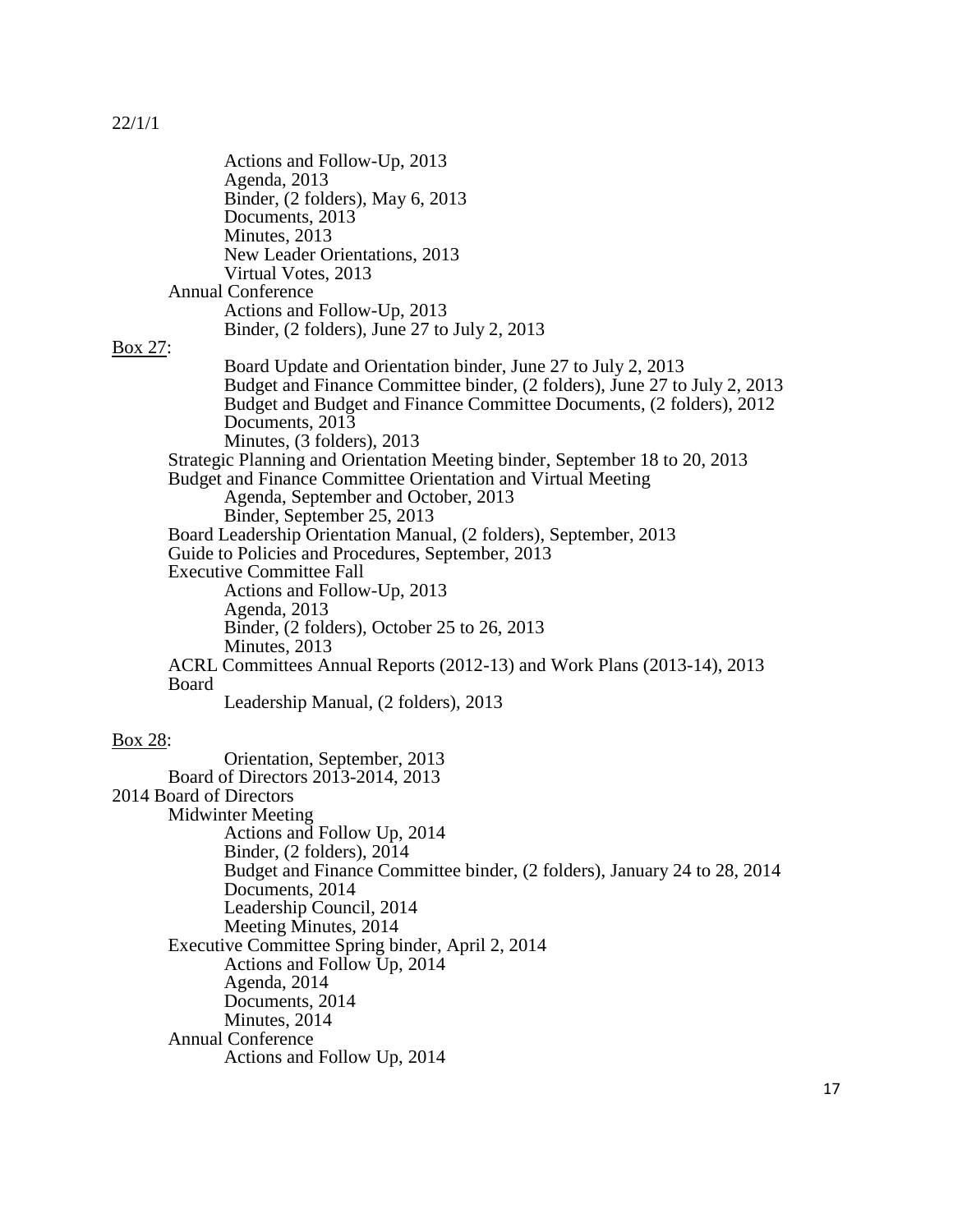22/1/1

- Actions and Follow-Up, 2013
- Agenda, 2013
- Binder, (2 folders), May 6, 2013
- Documents, 2013
- Minutes, 2013
- New Leader Orientations, 2013
- Virtual Votes, 2013

Annual Conference

- Actions and Follow-Up, 2013
- Binder, (2 folders), June 27 to July 2, 2013

Box 27:

- Board Update and Orientation binder, June 27 to July 2, 2013
- Budget and Finance Committee binder, (2 folders), June 27 to July 2, 2013
- Budget and Budget and Finance Committee Documents, (2 folders), 2012
- Documents, 2013
- Minutes, (3 folders), 2013

Strategic Planning and Orientation Meeting binder, September 18 to 20, 2013

Budget and Finance Committee Orientation and Virtual Meeting

- Agenda, September and October, 2013
- Binder, September 25, 2013

Board Leadership Orientation Manual, (2 folders), September, 2013

Guide to Policies and Procedures, September, 2013

Executive Committee Fall

- Actions and Follow-Up, 2013
- Agenda, 2013
- Binder, (2 folders), October 25 to 26, 2013
- Minutes, 2013

ACRL Committees Annual Reports (2012-13) and Work Plans (2013-14), 2013

Board

- Leadership Manual, (2 folders), 2013

Box 28:

- Orientation, September, 2013

Board of Directors 2013-2014, 2013

2014 Board of Directors

Midwinter Meeting

- Actions and Follow Up, 2014
- Binder, (2 folders), 2014
- Budget and Finance Committee binder, (2 folders), January 24 to 28, 2014
- Documents, 2014
- Leadership Council, 2014
- Meeting Minutes, 2014

Executive Committee Spring binder, April 2, 2014

- Actions and Follow Up, 2014
- Agenda, 2014
- Documents, 2014
- Minutes, 2014

Annual Conference

- Actions and Follow Up, 2014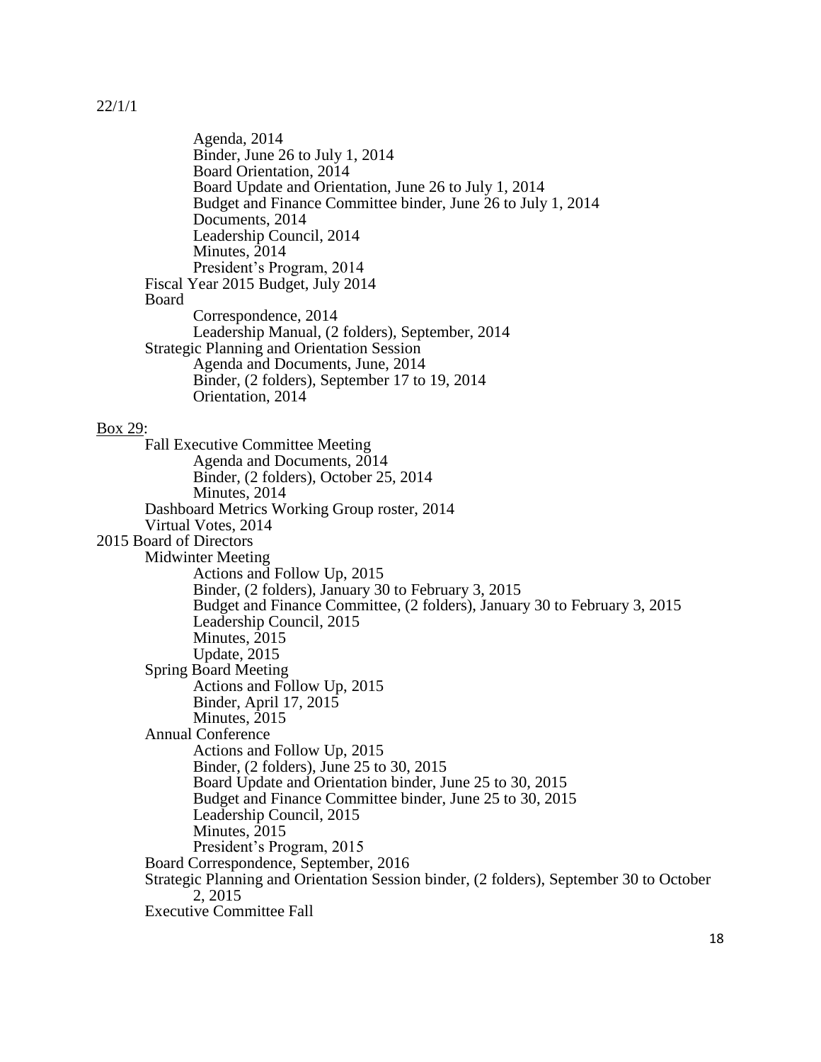22/1/1

- Agenda, 2014
- Binder, June 26 to July 1, 2014
- Board Orientation, 2014
- Board Update and Orientation, June 26 to July 1, 2014
- Budget and Finance Committee binder, June 26 to July 1, 2014
- Documents, 2014
- Leadership Council, 2014
- Minutes, 2014
- President's Program, 2014

Fiscal Year 2015 Budget, July 2014

Board
- Correspondence, 2014
- Leadership Manual, (2 folders), September, 2014

Strategic Planning and Orientation Session
- Agenda and Documents, June, 2014
- Binder, (2 folders), September 17 to 19, 2014
- Orientation, 2014

<u>Box 29</u>:

Fall Executive Committee Meeting
- Agenda and Documents, 2014
- Binder, (2 folders), October 25, 2014
- Minutes, 2014

Dashboard Metrics Working Group roster, 2014

Virtual Votes, 2014

2015 Board of Directors

Midwinter Meeting
- Actions and Follow Up, 2015
- Binder, (2 folders), January 30 to February 3, 2015
- Budget and Finance Committee, (2 folders), January 30 to February 3, 2015
- Leadership Council, 2015
- Minutes, 2015
- Update, 2015

Spring Board Meeting
- Actions and Follow Up, 2015
- Binder, April 17, 2015
- Minutes, 2015

Annual Conference
- Actions and Follow Up, 2015
- Binder, (2 folders), June 25 to 30, 2015
- Board Update and Orientation binder, June 25 to 30, 2015
- Budget and Finance Committee binder, June 25 to 30, 2015
- Leadership Council, 2015
- Minutes, 2015
- President's Program, 2015

Board Correspondence, September, 2016

Strategic Planning and Orientation Session binder, (2 folders), September 30 to October 2, 2015

Executive Committee Fall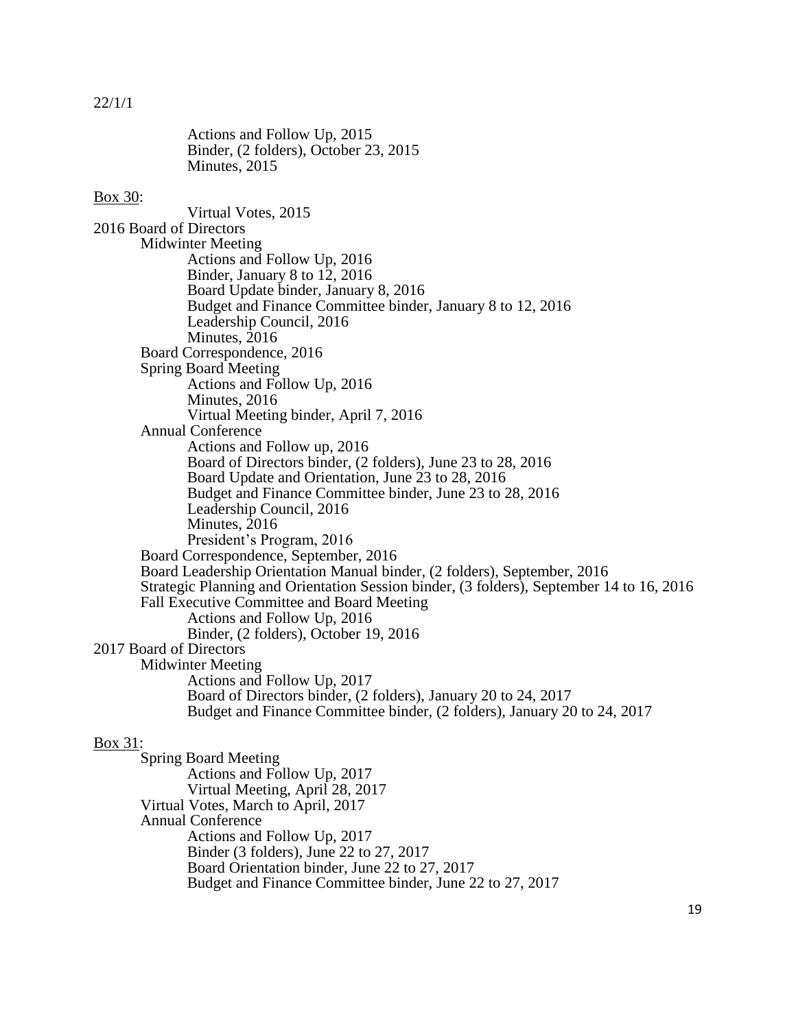22/1/1

Actions and Follow Up, 2015
Binder, (2 folders), October 23, 2015
Minutes, 2015

Box 30:

Virtual Votes, 2015

2016 Board of Directors

- Midwinter Meeting
  - Actions and Follow Up, 2016
  - Binder, January 8 to 12, 2016
  - Board Update binder, January 8, 2016
  - Budget and Finance Committee binder, January 8 to 12, 2016
  - Leadership Council, 2016
  - Minutes, 2016
- Board Correspondence, 2016
- Spring Board Meeting
  - Actions and Follow Up, 2016
  - Minutes, 2016
  - Virtual Meeting binder, April 7, 2016
- Annual Conference
  - Actions and Follow up, 2016
  - Board of Directors binder, (2 folders), June 23 to 28, 2016
  - Board Update and Orientation, June 23 to 28, 2016
  - Budget and Finance Committee binder, June 23 to 28, 2016
  - Leadership Council, 2016
  - Minutes, 2016
  - President's Program, 2016
- Board Correspondence, September, 2016
- Board Leadership Orientation Manual binder, (2 folders), September, 2016
- Strategic Planning and Orientation Session binder, (3 folders), September 14 to 16, 2016
- Fall Executive Committee and Board Meeting
  - Actions and Follow Up, 2016
  - Binder, (2 folders), October 19, 2016

2017 Board of Directors

- Midwinter Meeting
  - Actions and Follow Up, 2017
  - Board of Directors binder, (2 folders), January 20 to 24, 2017
  - Budget and Finance Committee binder, (2 folders), January 20 to 24, 2017

Box 31:

- Spring Board Meeting
  - Actions and Follow Up, 2017
  - Virtual Meeting, April 28, 2017
- Virtual Votes, March to April, 2017
- Annual Conference
  - Actions and Follow Up, 2017
  - Binder (3 folders), June 22 to 27, 2017
  - Board Orientation binder, June 22 to 27, 2017
  - Budget and Finance Committee binder, June 22 to 27, 2017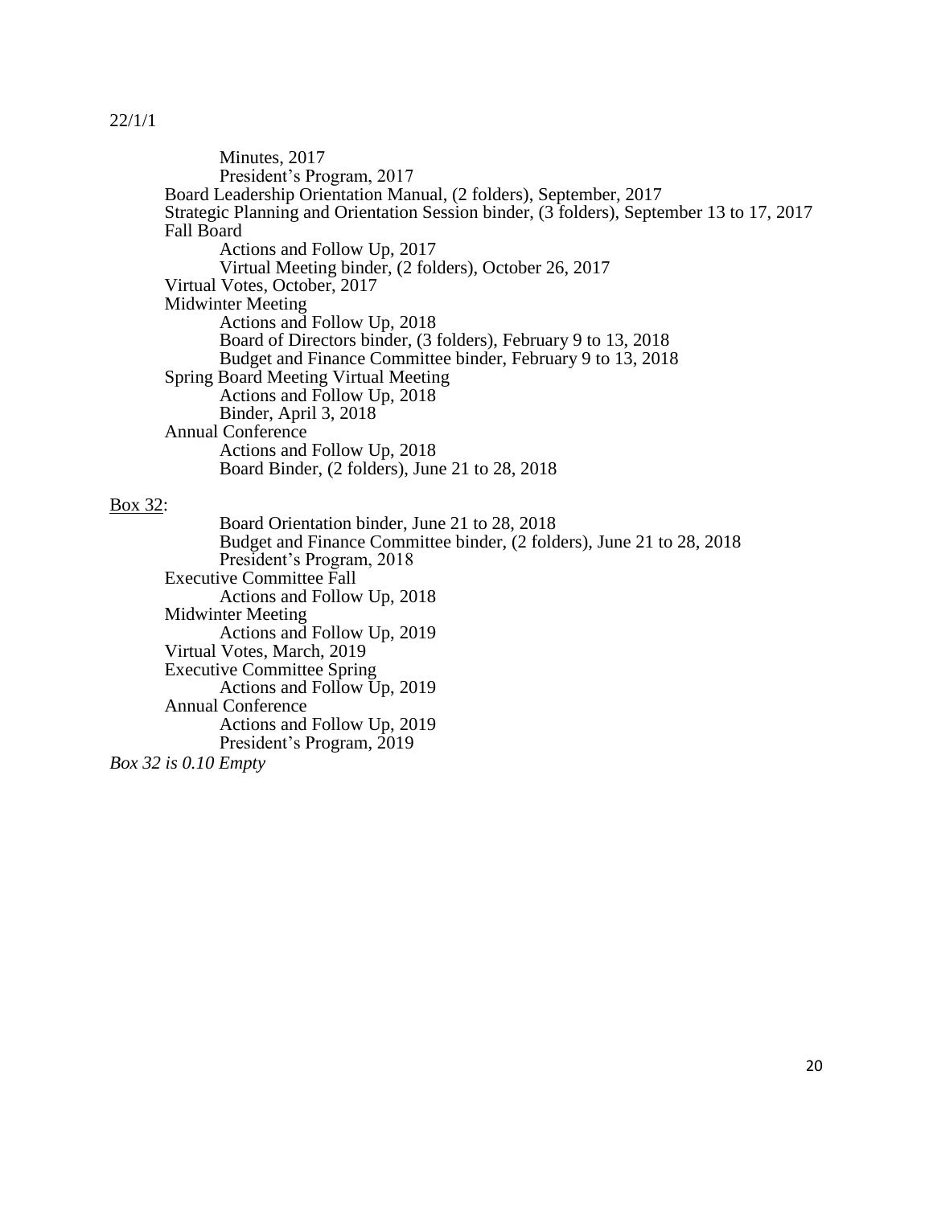22/1/1

Minutes, 2017
President's Program, 2017
Board Leadership Orientation Manual, (2 folders), September, 2017
Strategic Planning and Orientation Session binder, (3 folders), September 13 to 17, 2017
Fall Board
Actions and Follow Up, 2017
Virtual Meeting binder, (2 folders), October 26, 2017
Virtual Votes, October, 2017
Midwinter Meeting
Actions and Follow Up, 2018
Board of Directors binder, (3 folders), February 9 to 13, 2018
Budget and Finance Committee binder, February 9 to 13, 2018
Spring Board Meeting Virtual Meeting
Actions and Follow Up, 2018
Binder, April 3, 2018
Annual Conference
Actions and Follow Up, 2018
Board Binder, (2 folders), June 21 to 28, 2018

<u>Box 32</u>:

Board Orientation binder, June 21 to 28, 2018
Budget and Finance Committee binder, (2 folders), June 21 to 28, 2018
President's Program, 2018
Executive Committee Fall
Actions and Follow Up, 2018
Midwinter Meeting
Actions and Follow Up, 2019
Virtual Votes, March, 2019
Executive Committee Spring
Actions and Follow Up, 2019
Annual Conference
Actions and Follow Up, 2019
President's Program, 2019

*Box 32 is 0.10 Empty*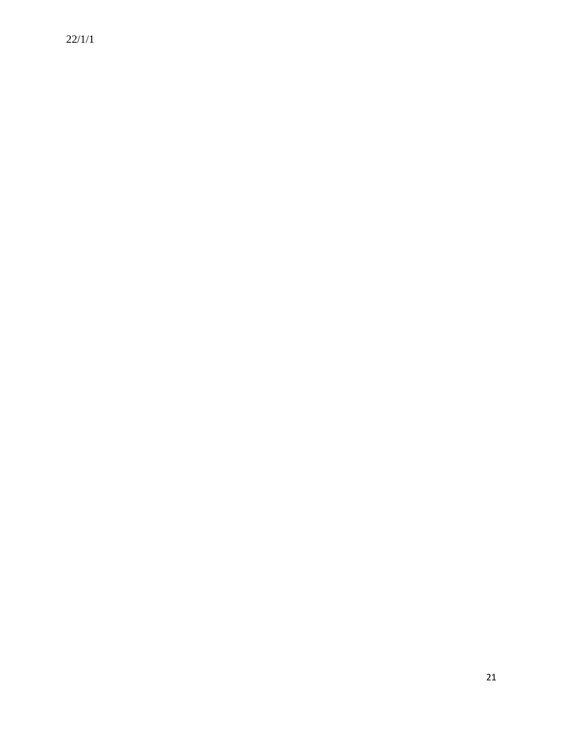22/1/1